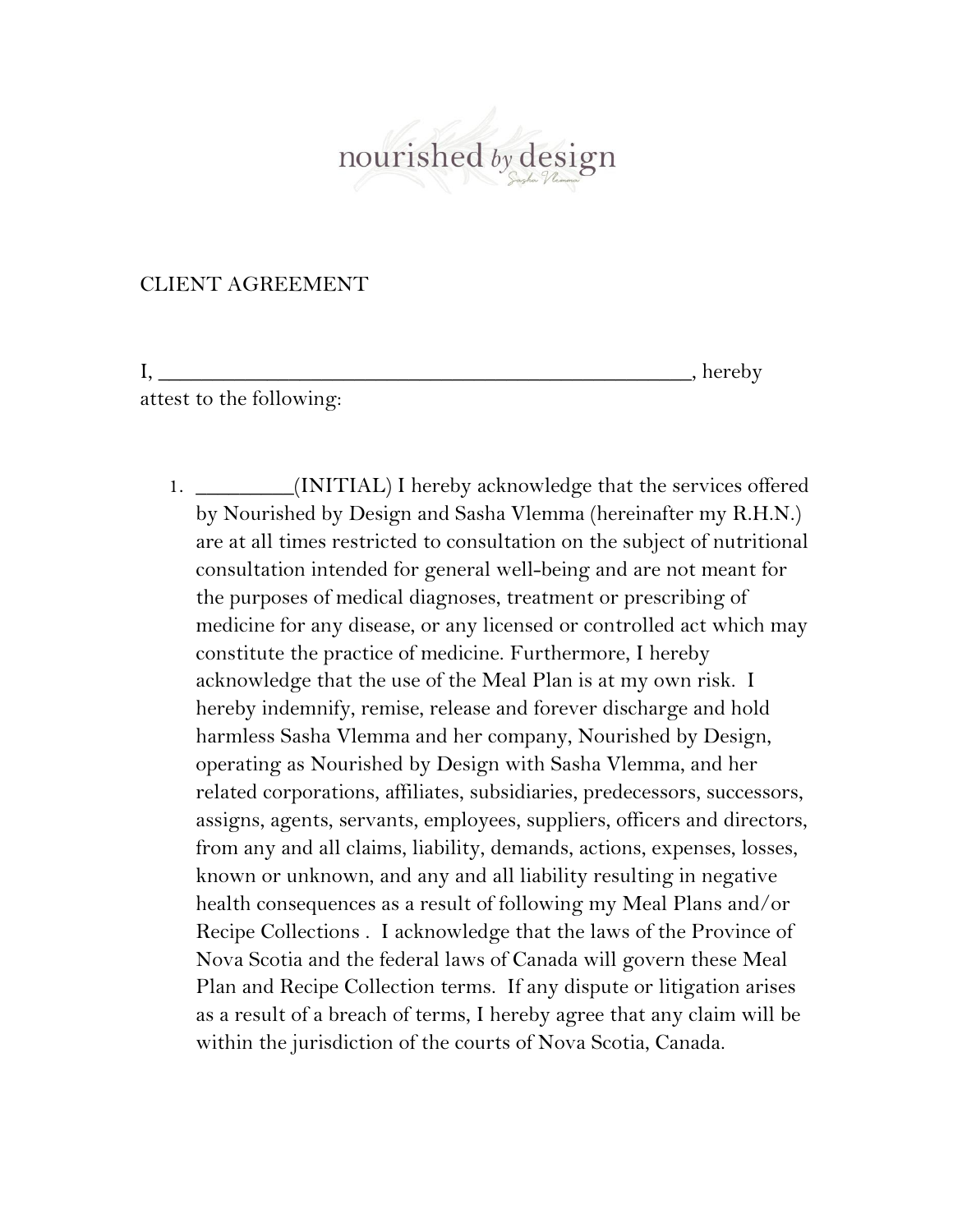nourished *by* design

Sasha Vlemma

CLIENT AGREEMENT

I, ___________________________________________________, hereby attest to the following:

1. _________(INITIAL) I hereby acknowledge that the services offered by Nourished by Design and Sasha Vlemma (hereinafter my R.H.N.) are at all times restricted to consultation on the subject of nutritional consultation intended for general well-being and are not meant for the purposes of medical diagnoses, treatment or prescribing of medicine for any disease, or any licensed or controlled act which may constitute the practice of medicine. Furthermore, I hereby acknowledge that the use of the Meal Plan is at my own risk. I hereby indemnify, remise, release and forever discharge and hold harmless Sasha Vlemma and her company, Nourished by Design, operating as Nourished by Design with Sasha Vlemma, and her related corporations, affiliates, subsidiaries, predecessors, successors, assigns, agents, servants, employees, suppliers, officers and directors, from any and all claims, liability, demands, actions, expenses, losses, known or unknown, and any and all liability resulting in negative health consequences as a result of following my Meal Plans and/or Recipe Collections . I acknowledge that the laws of the Province of Nova Scotia and the federal laws of Canada will govern these Meal Plan and Recipe Collection terms. If any dispute or litigation arises as a result of a breach of terms, I hereby agree that any claim will be within the jurisdiction of the courts of Nova Scotia, Canada.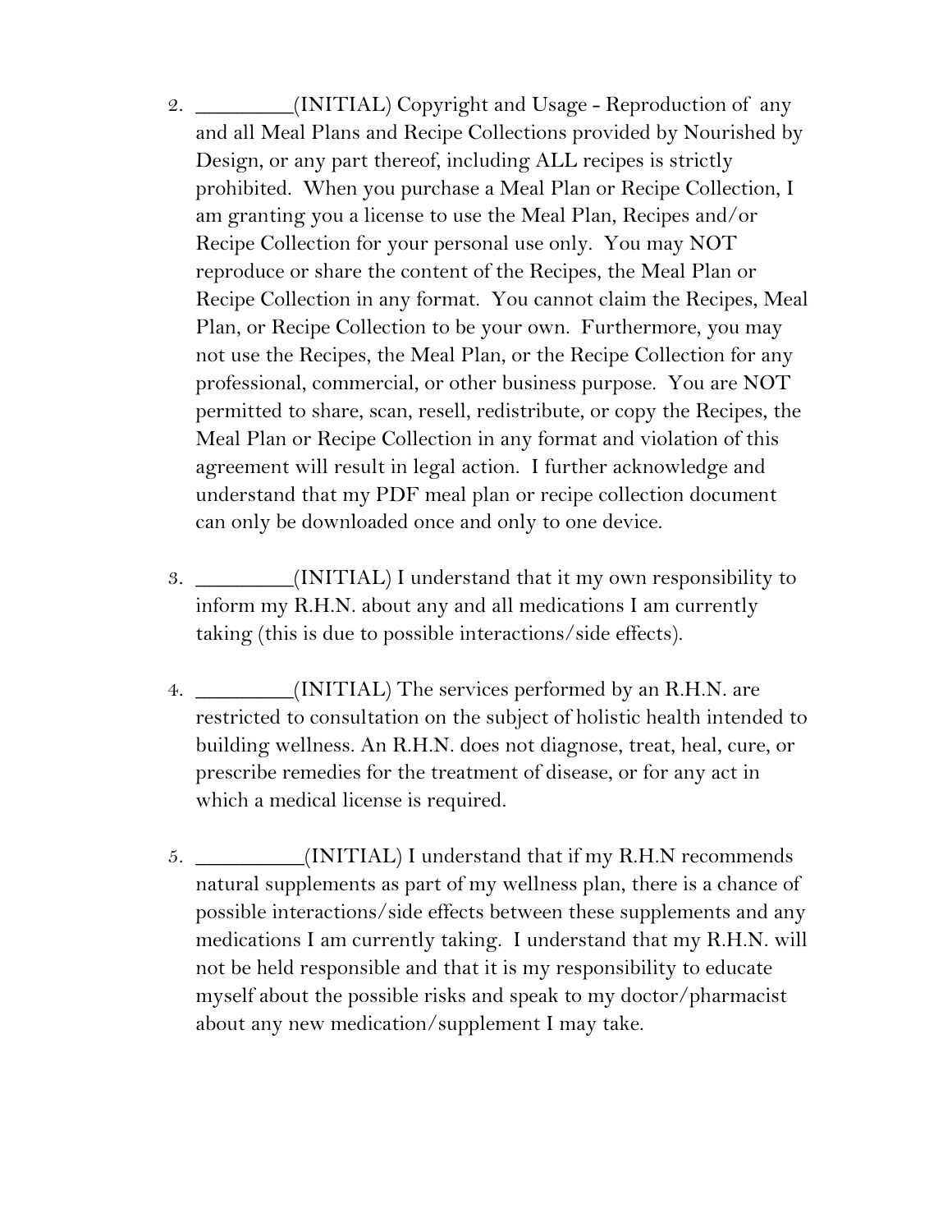2. ________(INITIAL) Copyright and Usage - Reproduction of any and all Meal Plans and Recipe Collections provided by Nourished by Design, or any part thereof, including ALL recipes is strictly prohibited. When you purchase a Meal Plan or Recipe Collection, I am granting you a license to use the Meal Plan, Recipes and/or Recipe Collection for your personal use only. You may NOT reproduce or share the content of the Recipes, the Meal Plan or Recipe Collection in any format. You cannot claim the Recipes, Meal Plan, or Recipe Collection to be your own. Furthermore, you may not use the Recipes, the Meal Plan, or the Recipe Collection for any professional, commercial, or other business purpose. You are NOT permitted to share, scan, resell, redistribute, or copy the Recipes, the Meal Plan or Recipe Collection in any format and violation of this agreement will result in legal action. I further acknowledge and understand that my PDF meal plan or recipe collection document can only be downloaded once and only to one device.

3. ________(INITIAL) I understand that it my own responsibility to inform my R.H.N. about any and all medications I am currently taking (this is due to possible interactions/side effects).

4. ________(INITIAL) The services performed by an R.H.N. are restricted to consultation on the subject of holistic health intended to building wellness. An R.H.N. does not diagnose, treat, heal, cure, or prescribe remedies for the treatment of disease, or for any act in which a medical license is required.

5. _________(INITIAL) I understand that if my R.H.N recommends natural supplements as part of my wellness plan, there is a chance of possible interactions/side effects between these supplements and any medications I am currently taking. I understand that my R.H.N. will not be held responsible and that it is my responsibility to educate myself about the possible risks and speak to my doctor/pharmacist about any new medication/supplement I may take.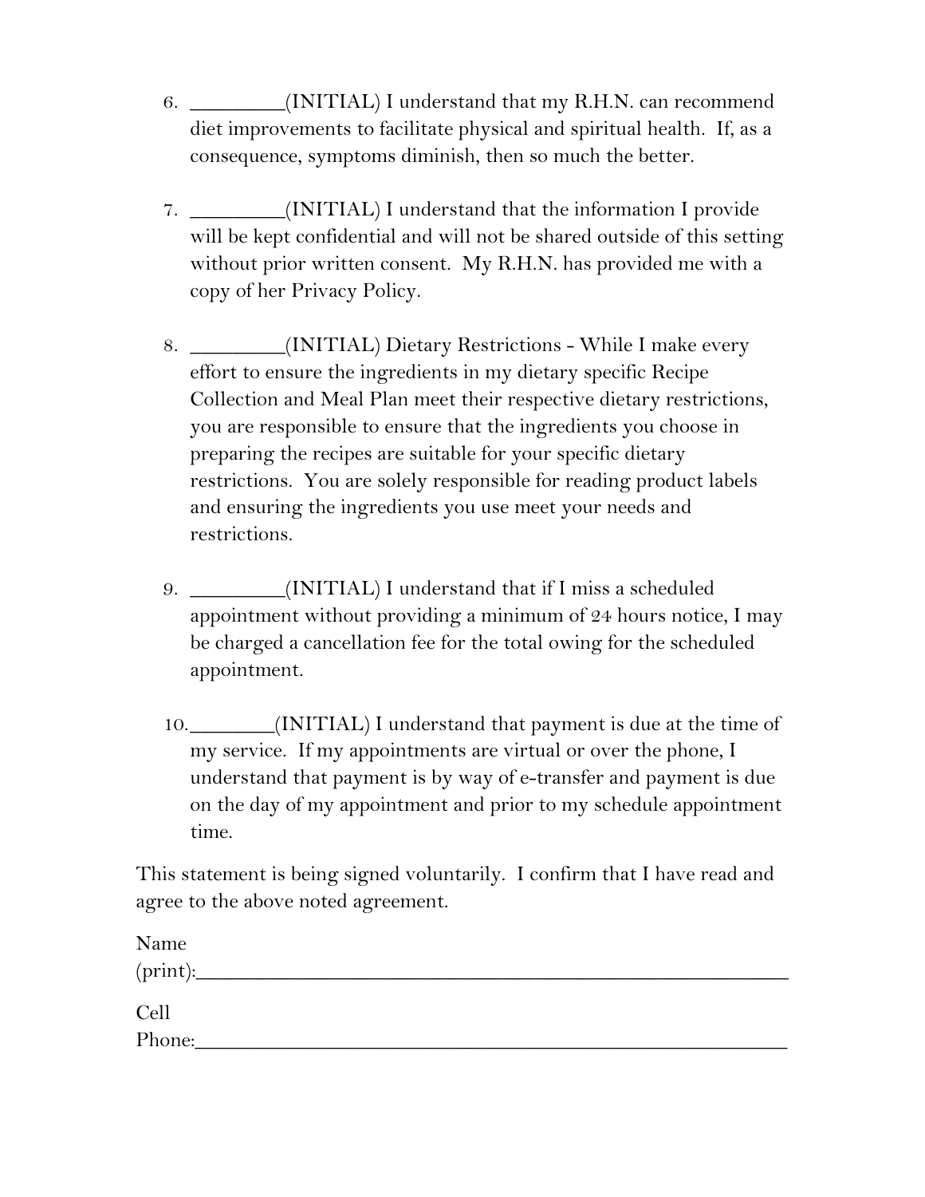6. ________(INITIAL) I understand that my R.H.N. can recommend diet improvements to facilitate physical and spiritual health. If, as a consequence, symptoms diminish, then so much the better.

7. ________(INITIAL) I understand that the information I provide will be kept confidential and will not be shared outside of this setting without prior written consent. My R.H.N. has provided me with a copy of her Privacy Policy.

8. ________(INITIAL) Dietary Restrictions - While I make every effort to ensure the ingredients in my dietary specific Recipe Collection and Meal Plan meet their respective dietary restrictions, you are responsible to ensure that the ingredients you choose in preparing the recipes are suitable for your specific dietary restrictions. You are solely responsible for reading product labels and ensuring the ingredients you use meet your needs and restrictions.

9. ________(INITIAL) I understand that if I miss a scheduled appointment without providing a minimum of 24 hours notice, I may be charged a cancellation fee for the total owing for the scheduled appointment.

10. ________(INITIAL) I understand that payment is due at the time of my service. If my appointments are virtual or over the phone, I understand that payment is by way of e-transfer and payment is due on the day of my appointment and prior to my schedule appointment time.

This statement is being signed voluntarily. I confirm that I have read and agree to the above noted agreement.

Name (print):________________________________________________

Cell Phone:__________________________________________________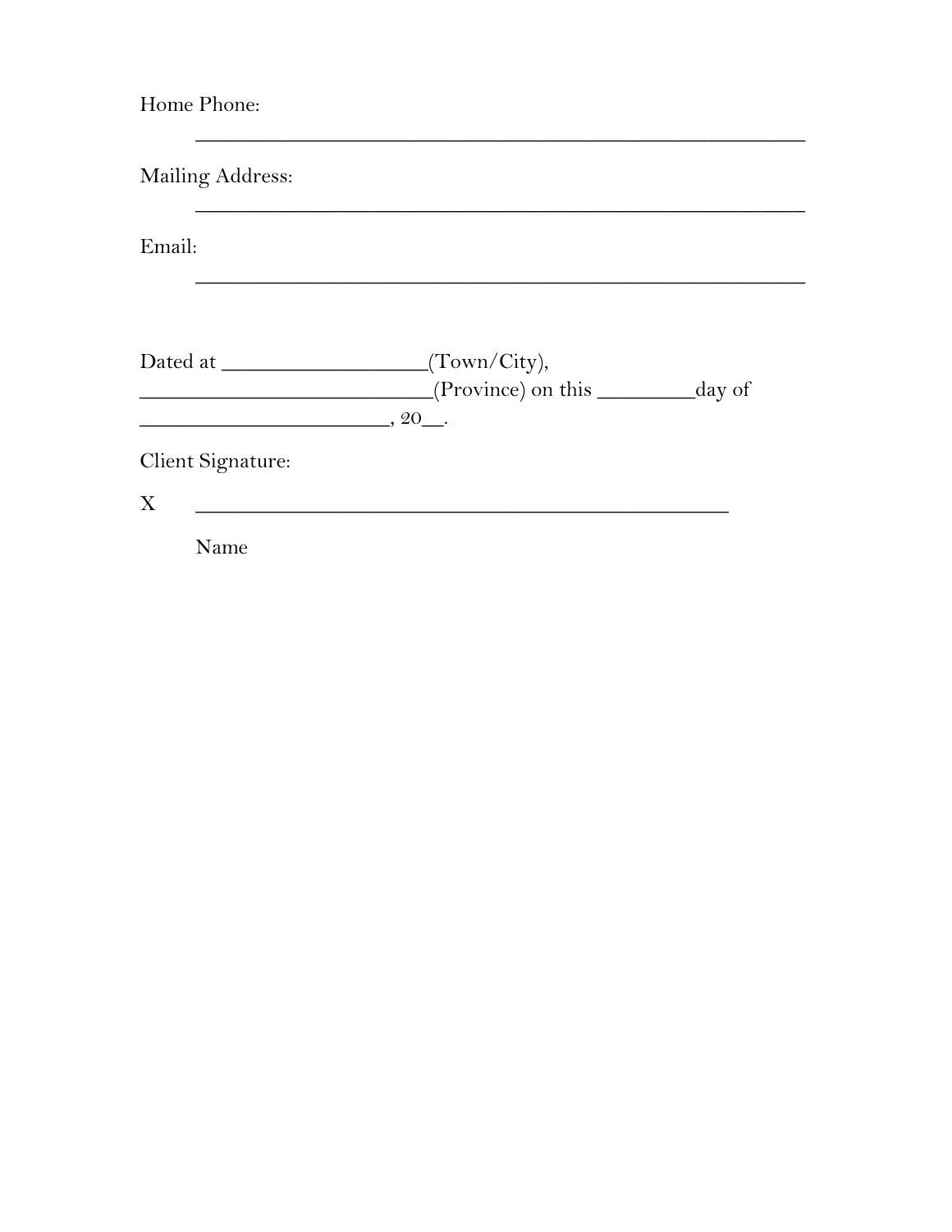Home Phone:

\_\_\_\_\_\_\_\_\_\_\_\_\_\_\_\_\_\_\_\_\_\_\_\_\_\_\_\_\_\_\_\_\_\_\_\_\_\_\_\_\_\_\_\_\_\_\_\_\_\_\_\_\_\_

Mailing Address:

\_\_\_\_\_\_\_\_\_\_\_\_\_\_\_\_\_\_\_\_\_\_\_\_\_\_\_\_\_\_\_\_\_\_\_\_\_\_\_\_\_\_\_\_\_\_\_\_\_\_\_\_\_\_

Email:

\_\_\_\_\_\_\_\_\_\_\_\_\_\_\_\_\_\_\_\_\_\_\_\_\_\_\_\_\_\_\_\_\_\_\_\_\_\_\_\_\_\_\_\_\_\_\_\_\_\_\_\_\_\_

Dated at \_\_\_\_\_\_\_\_\_\_\_\_\_\_\_\_\_\_(Town/City),
\_\_\_\_\_\_\_\_\_\_\_\_\_\_\_\_\_\_\_\_\_\_\_\_\_(Province) on this \_\_\_\_\_\_\_\_day of
\_\_\_\_\_\_\_\_\_\_\_\_\_\_\_\_\_\_\_\_\_\_\_, 20\_\_.

Client Signature:

X \_\_\_\_\_\_\_\_\_\_\_\_\_\_\_\_\_\_\_\_\_\_\_\_\_\_\_\_\_\_\_\_\_\_\_\_\_\_\_\_\_\_\_\_\_\_\_\_

Name